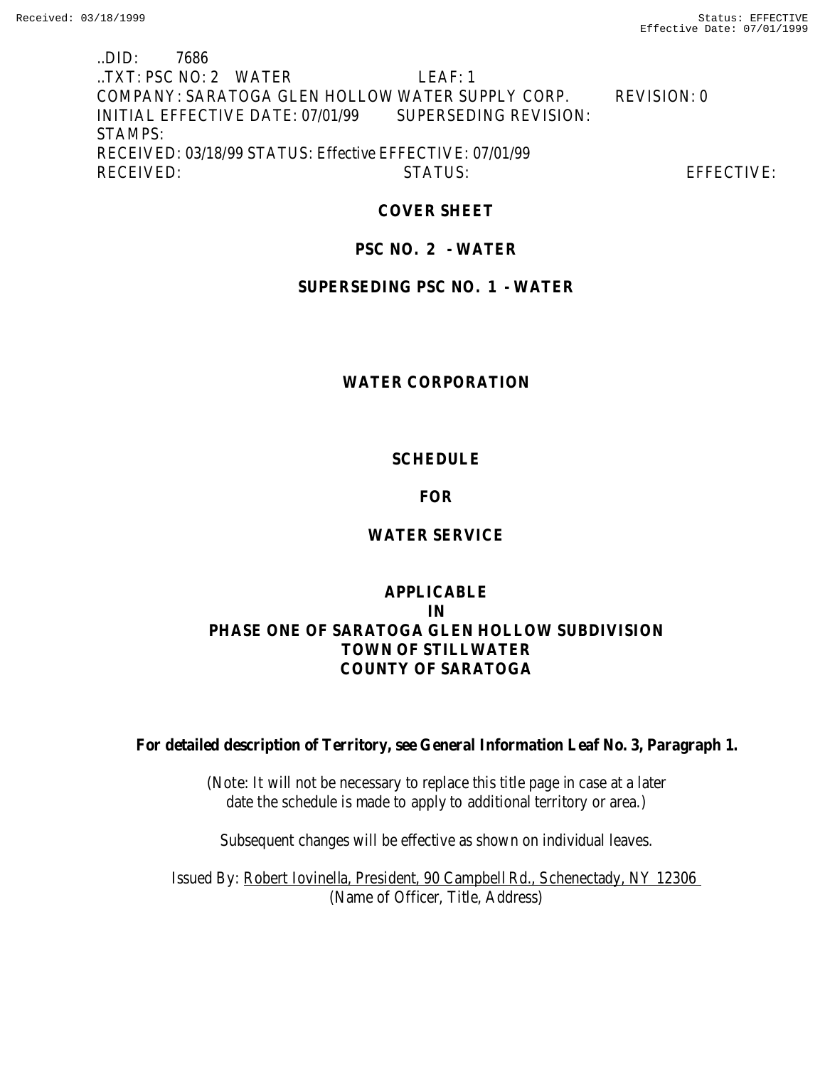..DID: 7686
..TXT: PSC NO: 2 WATER LEAF: 1
COMPANY: SARATOGA GLEN HOLLOW WATER SUPPLY CORP. REVISION: 0
INITIAL EFFECTIVE DATE: 07/01/99 SUPERSEDING REVISION:
STAMPS:
RECEIVED: 03/18/99 STATUS: Effective EFFECTIVE: 07/01/99
RECEIVED: STATUS: EFFECTIVE:

**COVER SHEET**

**PSC NO. 2 - WATER**

**SUPERSEDING PSC NO. 1 - WATER**

**WATER CORPORATION**

**SCHEDULE**

**FOR**

**WATER SERVICE**

**APPLICABLE**
**IN**
**PHASE ONE OF SARATOGA GLEN HOLLOW SUBDIVISION**
**TOWN OF STILLWATER**
**COUNTY OF SARATOGA**

**For detailed description of Territory, see General Information Leaf No. 3, Paragraph 1.**

(Note: It will not be necessary to replace this title page in case at a later date the schedule is made to apply to additional territory or area.)

Subsequent changes will be effective as shown on individual leaves.

Issued By: Robert Iovinella, President, 90 Campbell Rd., Schenectady, NY 12306
(Name of Officer, Title, Address)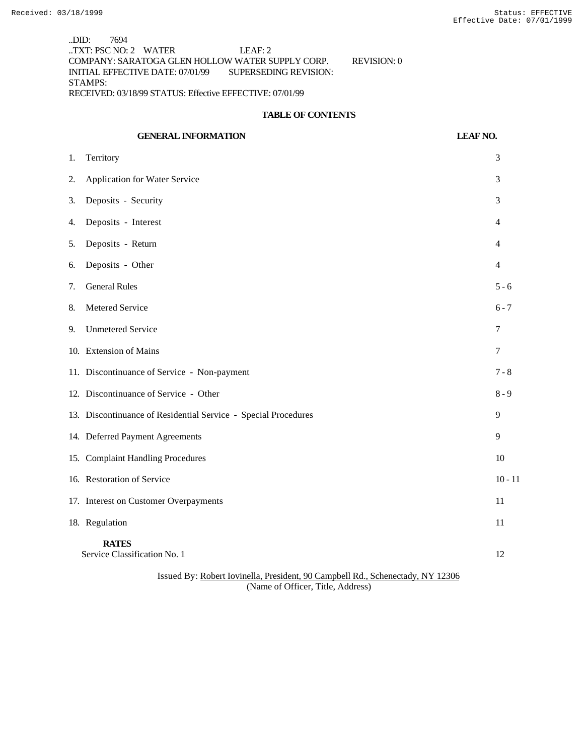..DID: 7694
..TXT: PSC NO: 2 WATER LEAF: 2
COMPANY: SARATOGA GLEN HOLLOW WATER SUPPLY CORP. REVISION: 0
INITIAL EFFECTIVE DATE: 07/01/99 SUPERSEDING REVISION:
STAMPS:
RECEIVED: 03/18/99 STATUS: Effective EFFECTIVE: 07/01/99

## TABLE OF CONTENTS

| GENERAL INFORMATION | LEAF NO. |
|---|---|
| 1. Territory | 3 |
| 2. Application for Water Service | 3 |
| 3. Deposits - Security | 3 |
| 4. Deposits - Interest | 4 |
| 5. Deposits - Return | 4 |
| 6. Deposits - Other | 4 |
| 7. General Rules | 5 - 6 |
| 8. Metered Service | 6 - 7 |
| 9. Unmetered Service | 7 |
| 10. Extension of Mains | 7 |
| 11. Discontinuance of Service - Non-payment | 7 - 8 |
| 12. Discontinuance of Service - Other | 8 - 9 |
| 13. Discontinuance of Residential Service - Special Procedures | 9 |
| 14. Deferred Payment Agreements | 9 |
| 15. Complaint Handling Procedures | 10 |
| 16. Restoration of Service | 10 - 11 |
| 17. Interest on Customer Overpayments | 11 |
| 18. Regulation | 11 |
| **RATES** | |
| Service Classification No. 1 | 12 |

Issued By: Robert Iovinella, President, 90 Campbell Rd., Schenectady, NY 12306
(Name of Officer, Title, Address)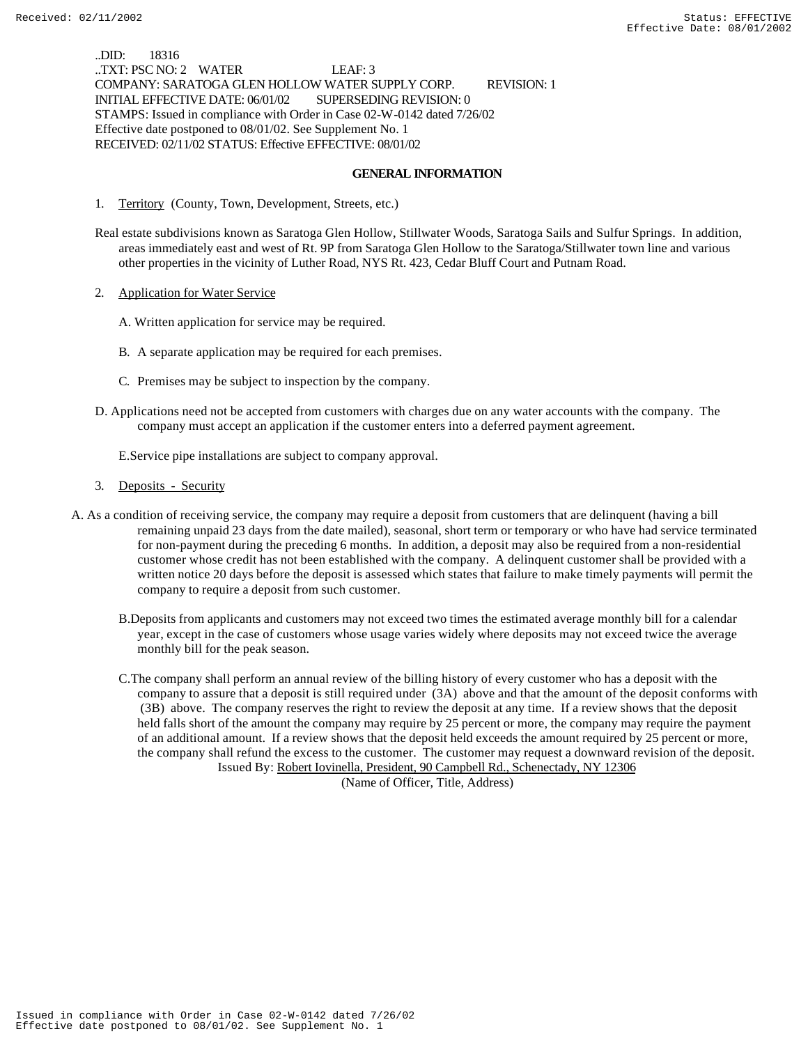..DID: 18316
..TXT: PSC NO: 2 WATER LEAF: 3
COMPANY: SARATOGA GLEN HOLLOW WATER SUPPLY CORP. REVISION: 1
INITIAL EFFECTIVE DATE: 06/01/02 SUPERSEDING REVISION: 0
STAMPS: Issued in compliance with Order in Case 02-W-0142 dated 7/26/02
Effective date postponed to 08/01/02. See Supplement No. 1
RECEIVED: 02/11/02 STATUS: Effective EFFECTIVE: 08/01/02

## GENERAL INFORMATION

1. Territory (County, Town, Development, Streets, etc.)

Real estate subdivisions known as Saratoga Glen Hollow, Stillwater Woods, Saratoga Sails and Sulfur Springs. In addition, areas immediately east and west of Rt. 9P from Saratoga Glen Hollow to the Saratoga/Stillwater town line and various other properties in the vicinity of Luther Road, NYS Rt. 423, Cedar Bluff Court and Putnam Road.

2. Application for Water Service

A. Written application for service may be required.

B. A separate application may be required for each premises.

C. Premises may be subject to inspection by the company.

D. Applications need not be accepted from customers with charges due on any water accounts with the company. The company must accept an application if the customer enters into a deferred payment agreement.

E. Service pipe installations are subject to company approval.

3. Deposits - Security

A. As a condition of receiving service, the company may require a deposit from customers that are delinquent (having a bill remaining unpaid 23 days from the date mailed), seasonal, short term or temporary or who have had service terminated for non-payment during the preceding 6 months. In addition, a deposit may also be required from a non-residential customer whose credit has not been established with the company. A delinquent customer shall be provided with a written notice 20 days before the deposit is assessed which states that failure to make timely payments will permit the company to require a deposit from such customer.

B. Deposits from applicants and customers may not exceed two times the estimated average monthly bill for a calendar year, except in the case of customers whose usage varies widely where deposits may not exceed twice the average monthly bill for the peak season.

C. The company shall perform an annual review of the billing history of every customer who has a deposit with the company to assure that a deposit is still required under (3A) above and that the amount of the deposit conforms with (3B) above. The company reserves the right to review the deposit at any time. If a review shows that the deposit held falls short of the amount the company may require by 25 percent or more, the company may require the payment of an additional amount. If a review shows that the deposit held exceeds the amount required by 25 percent or more, the company shall refund the excess to the customer. The customer may request a downward revision of the deposit.

Issued By: Robert Iovinella, President, 90 Campbell Rd., Schenectady, NY 12306
(Name of Officer, Title, Address)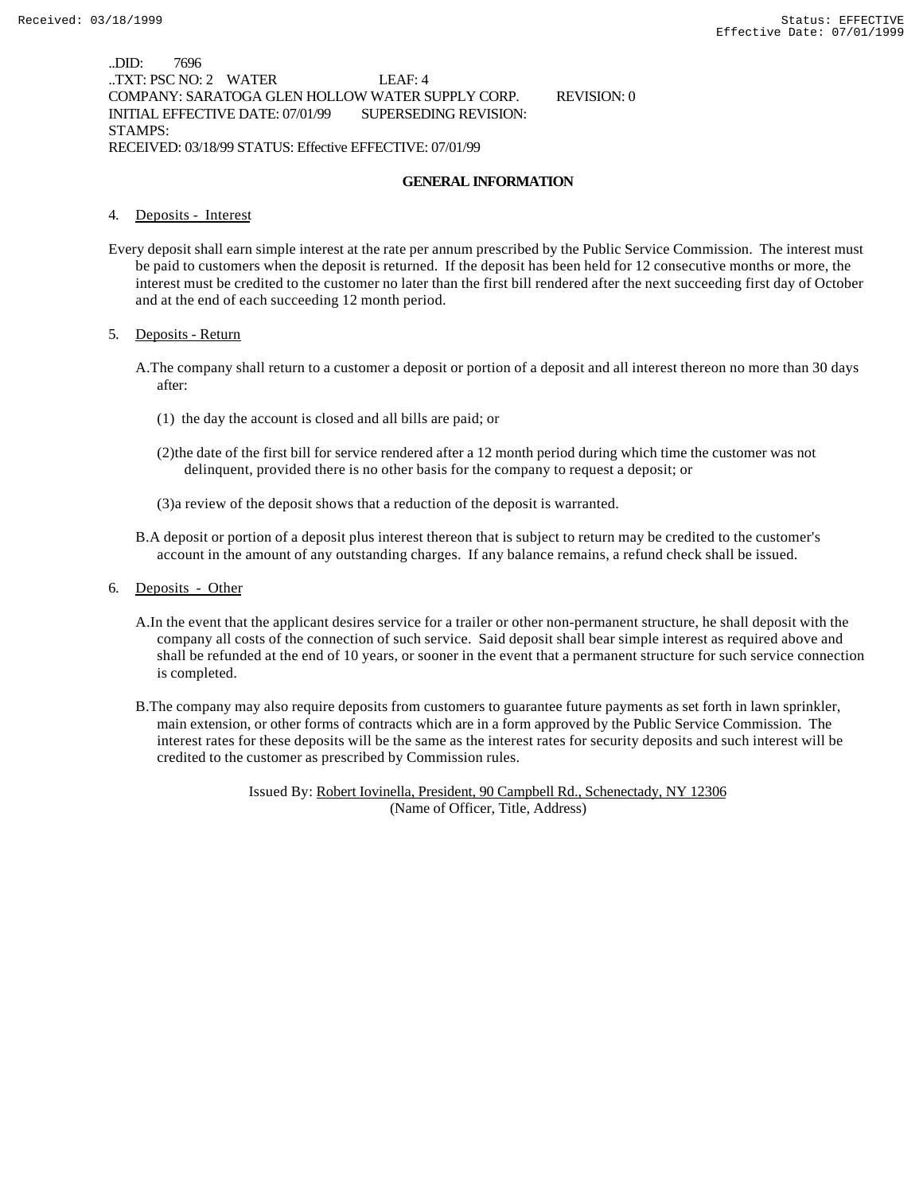..DID: 7696
..TXT: PSC NO: 2 WATER LEAF: 4
COMPANY: SARATOGA GLEN HOLLOW WATER SUPPLY CORP. REVISION: 0
INITIAL EFFECTIVE DATE: 07/01/99 SUPERSEDING REVISION:
STAMPS:
RECEIVED: 03/18/99 STATUS: Effective EFFECTIVE: 07/01/99

## GENERAL INFORMATION

4. Deposits - Interest

Every deposit shall earn simple interest at the rate per annum prescribed by the Public Service Commission. The interest must be paid to customers when the deposit is returned. If the deposit has been held for 12 consecutive months or more, the interest must be credited to the customer no later than the first bill rendered after the next succeeding first day of October and at the end of each succeeding 12 month period.

5. Deposits - Return

A. The company shall return to a customer a deposit or portion of a deposit and all interest thereon no more than 30 days after:

(1) the day the account is closed and all bills are paid; or

(2) the date of the first bill for service rendered after a 12 month period during which time the customer was not delinquent, provided there is no other basis for the company to request a deposit; or

(3) a review of the deposit shows that a reduction of the deposit is warranted.

B. A deposit or portion of a deposit plus interest thereon that is subject to return may be credited to the customer's account in the amount of any outstanding charges. If any balance remains, a refund check shall be issued.

6. Deposits - Other

A. In the event that the applicant desires service for a trailer or other non-permanent structure, he shall deposit with the company all costs of the connection of such service. Said deposit shall bear simple interest as required above and shall be refunded at the end of 10 years, or sooner in the event that a permanent structure for such service connection is completed.

B. The company may also require deposits from customers to guarantee future payments as set forth in lawn sprinkler, main extension, or other forms of contracts which are in a form approved by the Public Service Commission. The interest rates for these deposits will be the same as the interest rates for security deposits and such interest will be credited to the customer as prescribed by Commission rules.

Issued By: Robert Iovinella, President, 90 Campbell Rd., Schenectady, NY 12306
(Name of Officer, Title, Address)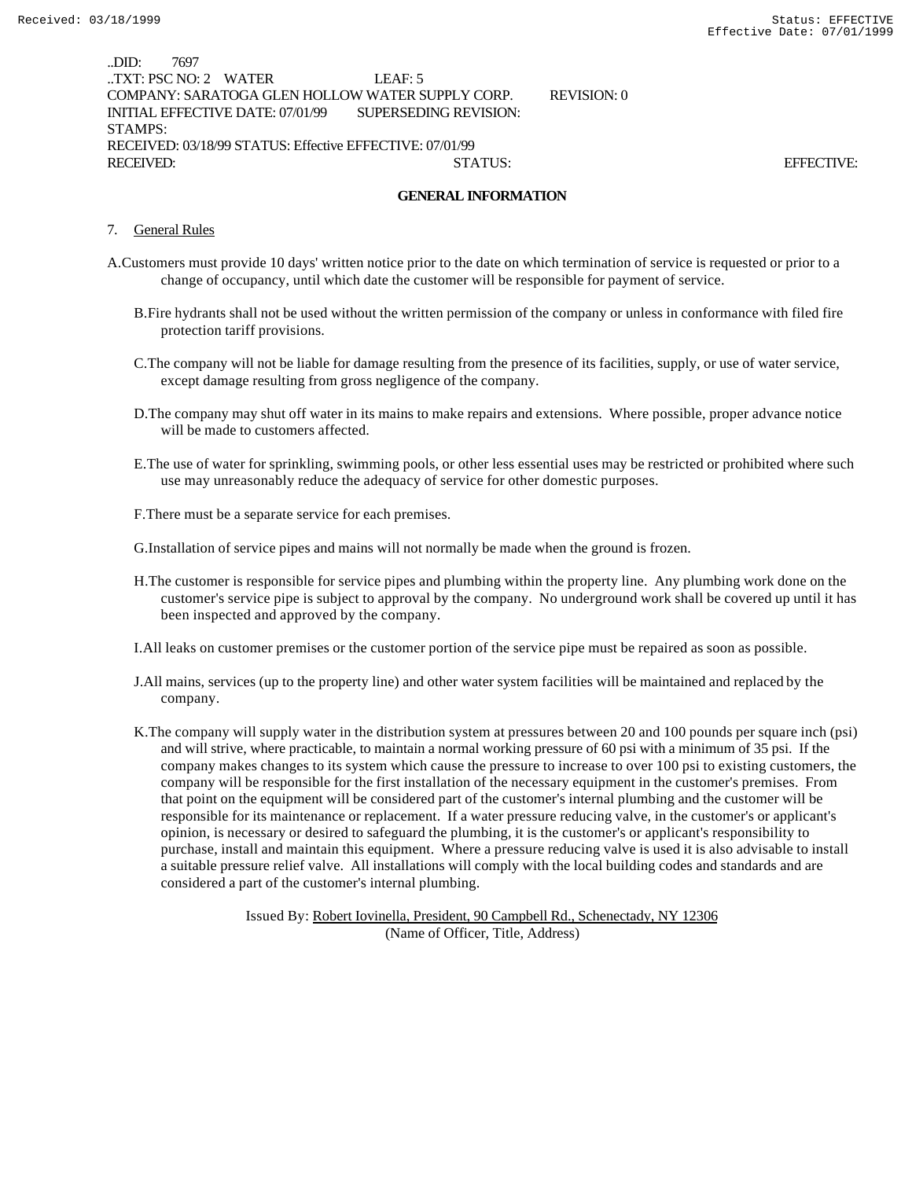..DID: 7697
..TXT: PSC NO: 2 WATER LEAF: 5
COMPANY: SARATOGA GLEN HOLLOW WATER SUPPLY CORP. REVISION: 0
INITIAL EFFECTIVE DATE: 07/01/99 SUPERSEDING REVISION:
STAMPS:
RECEIVED: 03/18/99 STATUS: Effective EFFECTIVE: 07/01/99
RECEIVED: STATUS: EFFECTIVE:

## GENERAL INFORMATION

7. General Rules

A. Customers must provide 10 days' written notice prior to the date on which termination of service is requested or prior to a change of occupancy, until which date the customer will be responsible for payment of service.

B. Fire hydrants shall not be used without the written permission of the company or unless in conformance with filed fire protection tariff provisions.

C. The company will not be liable for damage resulting from the presence of its facilities, supply, or use of water service, except damage resulting from gross negligence of the company.

D. The company may shut off water in its mains to make repairs and extensions. Where possible, proper advance notice will be made to customers affected.

E. The use of water for sprinkling, swimming pools, or other less essential uses may be restricted or prohibited where such use may unreasonably reduce the adequacy of service for other domestic purposes.

F. There must be a separate service for each premises.

G. Installation of service pipes and mains will not normally be made when the ground is frozen.

H. The customer is responsible for service pipes and plumbing within the property line. Any plumbing work done on the customer's service pipe is subject to approval by the company. No underground work shall be covered up until it has been inspected and approved by the company.

I. All leaks on customer premises or the customer portion of the service pipe must be repaired as soon as possible.

J. All mains, services (up to the property line) and other water system facilities will be maintained and replaced by the company.

K. The company will supply water in the distribution system at pressures between 20 and 100 pounds per square inch (psi) and will strive, where practicable, to maintain a normal working pressure of 60 psi with a minimum of 35 psi. If the company makes changes to its system which cause the pressure to increase to over 100 psi to existing customers, the company will be responsible for the first installation of the necessary equipment in the customer's premises. From that point on the equipment will be considered part of the customer's internal plumbing and the customer will be responsible for its maintenance or replacement. If a water pressure reducing valve, in the customer's or applicant's opinion, is necessary or desired to safeguard the plumbing, it is the customer's or applicant's responsibility to purchase, install and maintain this equipment. Where a pressure reducing valve is used it is also advisable to install a suitable pressure relief valve. All installations will comply with the local building codes and standards and are considered a part of the customer's internal plumbing.

Issued By: Robert Iovinella, President, 90 Campbell Rd., Schenectady, NY 12306
(Name of Officer, Title, Address)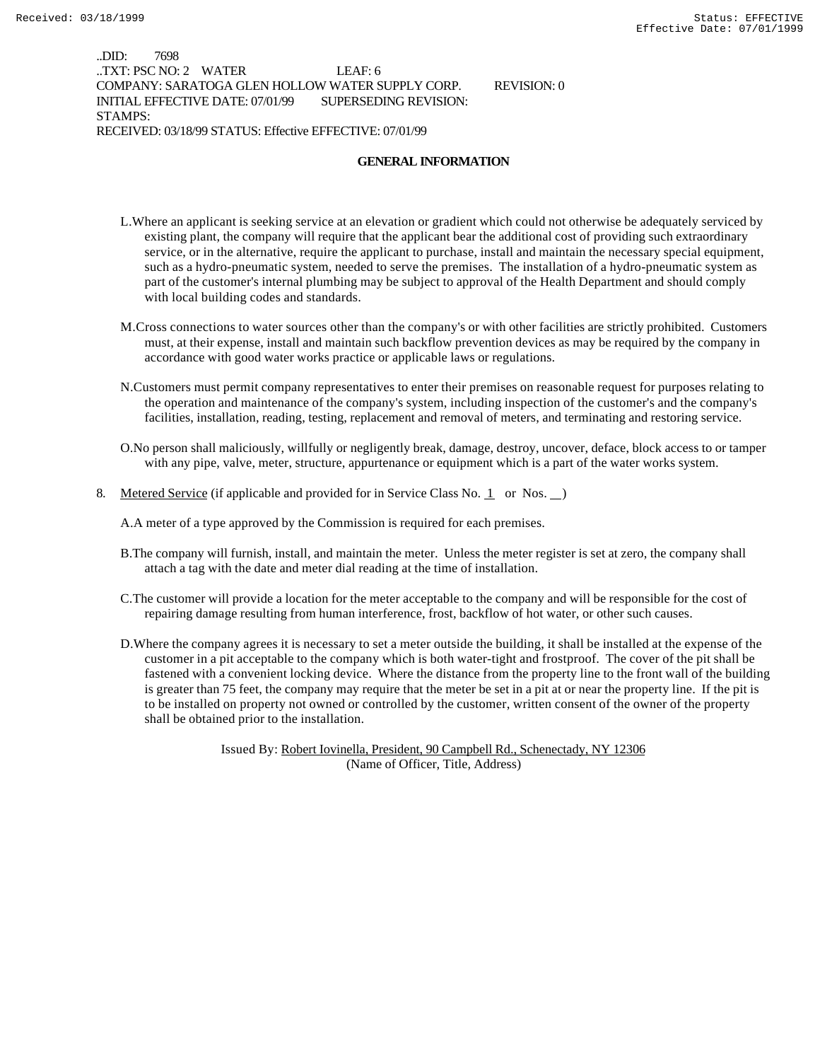..DID: 7698
..TXT: PSC NO: 2 WATER LEAF: 6
COMPANY: SARATOGA GLEN HOLLOW WATER SUPPLY CORP. REVISION: 0
INITIAL EFFECTIVE DATE: 07/01/99 SUPERSEDING REVISION:
STAMPS:
RECEIVED: 03/18/99 STATUS: Effective EFFECTIVE: 07/01/99

## GENERAL INFORMATION

L. Where an applicant is seeking service at an elevation or gradient which could not otherwise be adequately serviced by existing plant, the company will require that the applicant bear the additional cost of providing such extraordinary service, or in the alternative, require the applicant to purchase, install and maintain the necessary special equipment, such as a hydro-pneumatic system, needed to serve the premises. The installation of a hydro-pneumatic system as part of the customer's internal plumbing may be subject to approval of the Health Department and should comply with local building codes and standards.

M. Cross connections to water sources other than the company's or with other facilities are strictly prohibited. Customers must, at their expense, install and maintain such backflow prevention devices as may be required by the company in accordance with good water works practice or applicable laws or regulations.

N. Customers must permit company representatives to enter their premises on reasonable request for purposes relating to the operation and maintenance of the company's system, including inspection of the customer's and the company's facilities, installation, reading, testing, replacement and removal of meters, and terminating and restoring service.

O. No person shall maliciously, willfully or negligently break, damage, destroy, uncover, deface, block access to or tamper with any pipe, valve, meter, structure, appurtenance or equipment which is a part of the water works system.

8. Metered Service (if applicable and provided for in Service Class No. 1 or Nos. __)

A. A meter of a type approved by the Commission is required for each premises.

B. The company will furnish, install, and maintain the meter. Unless the meter register is set at zero, the company shall attach a tag with the date and meter dial reading at the time of installation.

C. The customer will provide a location for the meter acceptable to the company and will be responsible for the cost of repairing damage resulting from human interference, frost, backflow of hot water, or other such causes.

D. Where the company agrees it is necessary to set a meter outside the building, it shall be installed at the expense of the customer in a pit acceptable to the company which is both water-tight and frostproof. The cover of the pit shall be fastened with a convenient locking device. Where the distance from the property line to the front wall of the building is greater than 75 feet, the company may require that the meter be set in a pit at or near the property line. If the pit is to be installed on property not owned or controlled by the customer, written consent of the owner of the property shall be obtained prior to the installation.

Issued By: Robert Iovinella, President, 90 Campbell Rd., Schenectady, NY 12306
(Name of Officer, Title, Address)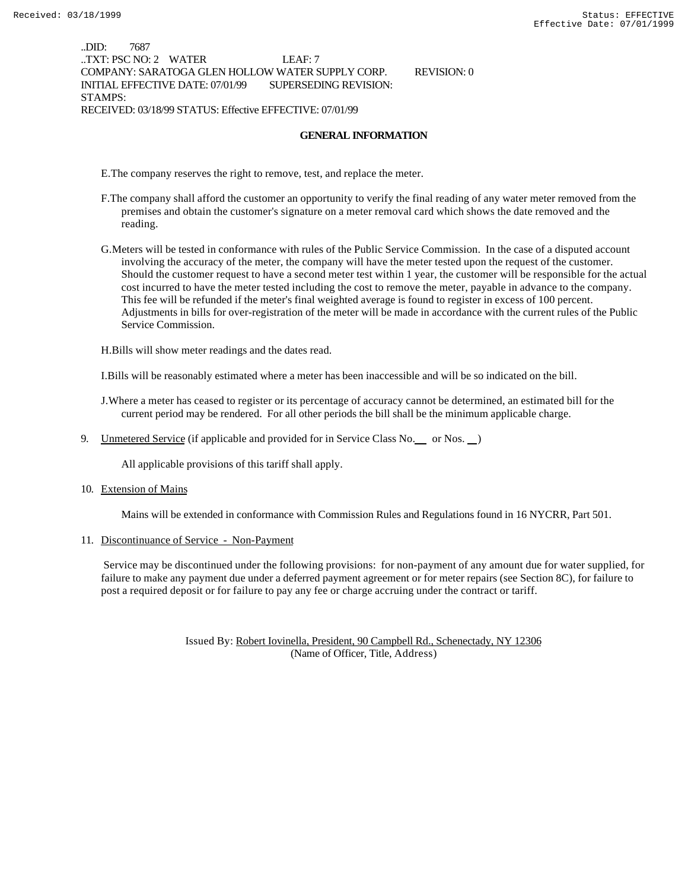..DID: 7687
..TXT: PSC NO: 2 WATER LEAF: 7
COMPANY: SARATOGA GLEN HOLLOW WATER SUPPLY CORP. REVISION: 0
INITIAL EFFECTIVE DATE: 07/01/99 SUPERSEDING REVISION:
STAMPS:
RECEIVED: 03/18/99 STATUS: Effective EFFECTIVE: 07/01/99

## GENERAL INFORMATION

E. The company reserves the right to remove, test, and replace the meter.

F. The company shall afford the customer an opportunity to verify the final reading of any water meter removed from the premises and obtain the customer's signature on a meter removal card which shows the date removed and the reading.

G. Meters will be tested in conformance with rules of the Public Service Commission. In the case of a disputed account involving the accuracy of the meter, the company will have the meter tested upon the request of the customer. Should the customer request to have a second meter test within 1 year, the customer will be responsible for the actual cost incurred to have the meter tested including the cost to remove the meter, payable in advance to the company. This fee will be refunded if the meter's final weighted average is found to register in excess of 100 percent. Adjustments in bills for over-registration of the meter will be made in accordance with the current rules of the Public Service Commission.

H. Bills will show meter readings and the dates read.

I. Bills will be reasonably estimated where a meter has been inaccessible and will be so indicated on the bill.

J. Where a meter has ceased to register or its percentage of accuracy cannot be determined, an estimated bill for the current period may be rendered. For all other periods the bill shall be the minimum applicable charge.

9. Unmetered Service (if applicable and provided for in Service Class No.\_\_ or Nos. \_\_)

   All applicable provisions of this tariff shall apply.

10. Extension of Mains

    Mains will be extended in conformance with Commission Rules and Regulations found in 16 NYCRR, Part 501.

11. Discontinuance of Service - Non-Payment

Service may be discontinued under the following provisions: for non-payment of any amount due for water supplied, for failure to make any payment due under a deferred payment agreement or for meter repairs (see Section 8C), for failure to post a required deposit or for failure to pay any fee or charge accruing under the contract or tariff.

Issued By: Robert Iovinella, President, 90 Campbell Rd., Schenectady, NY 12306
(Name of Officer, Title, Address)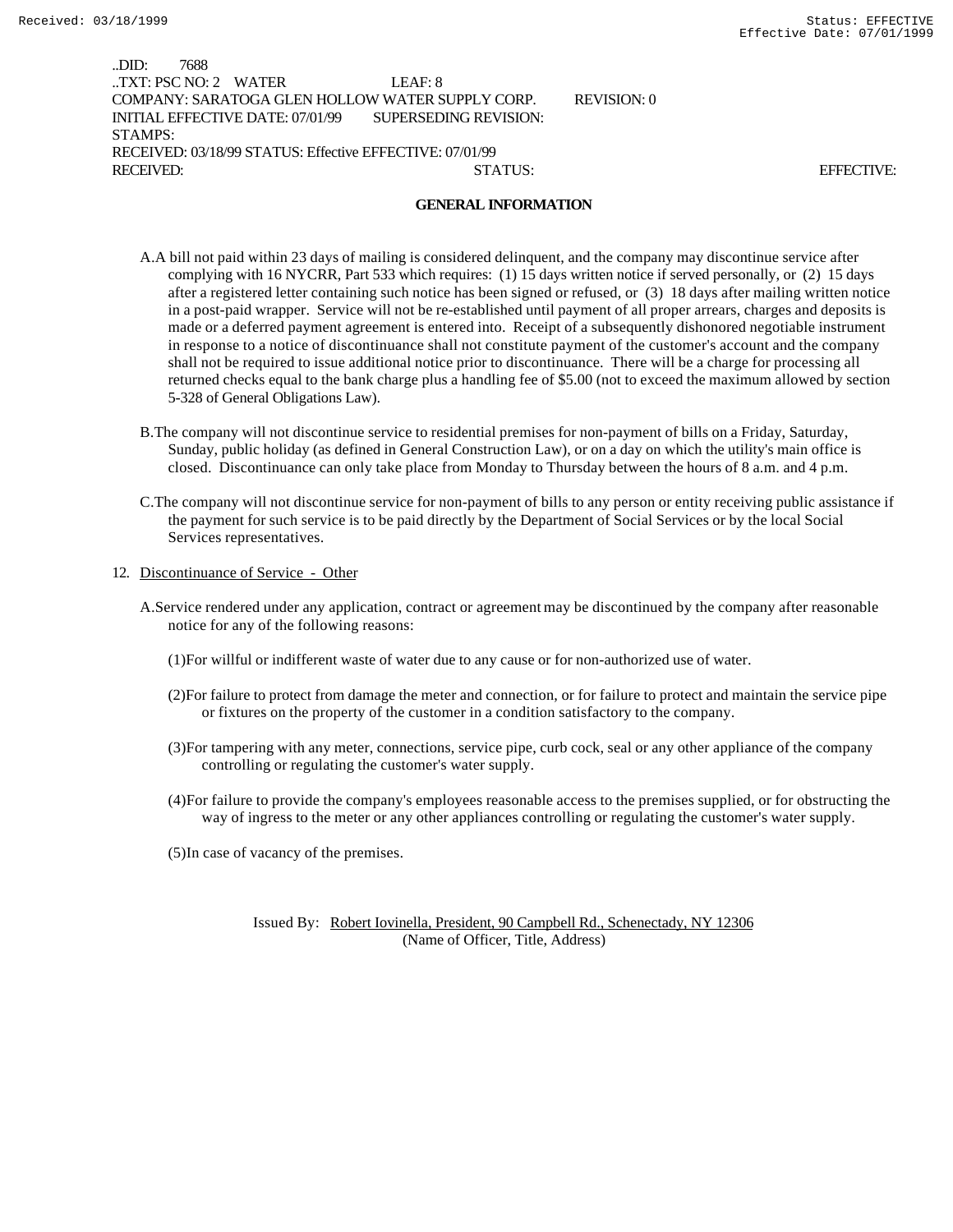..DID: 7688
..TXT: PSC NO: 2 WATER LEAF: 8
COMPANY: SARATOGA GLEN HOLLOW WATER SUPPLY CORP. REVISION: 0
INITIAL EFFECTIVE DATE: 07/01/99 SUPERSEDING REVISION:
STAMPS:
RECEIVED: 03/18/99 STATUS: Effective EFFECTIVE: 07/01/99
RECEIVED: STATUS: EFFECTIVE:

## GENERAL INFORMATION

A.A bill not paid within 23 days of mailing is considered delinquent, and the company may discontinue service after complying with 16 NYCRR, Part 533 which requires: (1) 15 days written notice if served personally, or (2) 15 days after a registered letter containing such notice has been signed or refused, or (3) 18 days after mailing written notice in a post-paid wrapper. Service will not be re-established until payment of all proper arrears, charges and deposits is made or a deferred payment agreement is entered into. Receipt of a subsequently dishonored negotiable instrument in response to a notice of discontinuance shall not constitute payment of the customer's account and the company shall not be required to issue additional notice prior to discontinuance. There will be a charge for processing all returned checks equal to the bank charge plus a handling fee of $5.00 (not to exceed the maximum allowed by section 5-328 of General Obligations Law).

B.The company will not discontinue service to residential premises for non-payment of bills on a Friday, Saturday, Sunday, public holiday (as defined in General Construction Law), or on a day on which the utility's main office is closed. Discontinuance can only take place from Monday to Thursday between the hours of 8 a.m. and 4 p.m.

C.The company will not discontinue service for non-payment of bills to any person or entity receiving public assistance if the payment for such service is to be paid directly by the Department of Social Services or by the local Social Services representatives.

12. Discontinuance of Service - Other

A.Service rendered under any application, contract or agreement may be discontinued by the company after reasonable notice for any of the following reasons:

(1)For willful or indifferent waste of water due to any cause or for non-authorized use of water.

(2)For failure to protect from damage the meter and connection, or for failure to protect and maintain the service pipe or fixtures on the property of the customer in a condition satisfactory to the company.

(3)For tampering with any meter, connections, service pipe, curb cock, seal or any other appliance of the company controlling or regulating the customer's water supply.

(4)For failure to provide the company's employees reasonable access to the premises supplied, or for obstructing the way of ingress to the meter or any other appliances controlling or regulating the customer's water supply.

(5)In case of vacancy of the premises.

Issued By: Robert Iovinella, President, 90 Campbell Rd., Schenectady, NY 12306
(Name of Officer, Title, Address)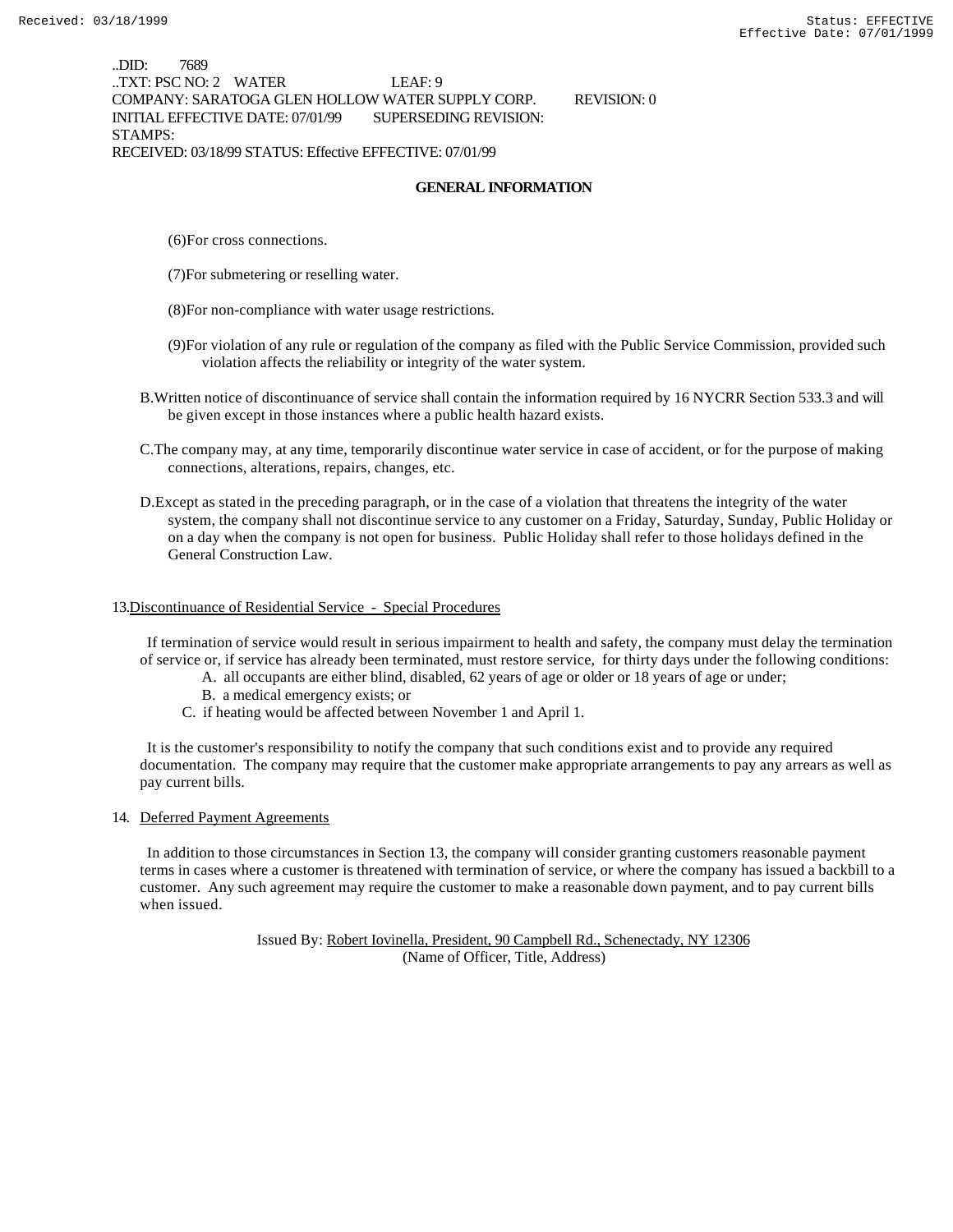..DID: 7689
..TXT: PSC NO: 2 WATER LEAF: 9
COMPANY: SARATOGA GLEN HOLLOW WATER SUPPLY CORP. REVISION: 0
INITIAL EFFECTIVE DATE: 07/01/99 SUPERSEDING REVISION:
STAMPS:
RECEIVED: 03/18/99 STATUS: Effective EFFECTIVE: 07/01/99

## GENERAL INFORMATION

(6)For cross connections.

(7)For submetering or reselling water.

(8)For non-compliance with water usage restrictions.

(9)For violation of any rule or regulation of the company as filed with the Public Service Commission, provided such violation affects the reliability or integrity of the water system.

B.Written notice of discontinuance of service shall contain the information required by 16 NYCRR Section 533.3 and will be given except in those instances where a public health hazard exists.

C.The company may, at any time, temporarily discontinue water service in case of accident, or for the purpose of making connections, alterations, repairs, changes, etc.

D.Except as stated in the preceding paragraph, or in the case of a violation that threatens the integrity of the water system, the company shall not discontinue service to any customer on a Friday, Saturday, Sunday, Public Holiday or on a day when the company is not open for business. Public Holiday shall refer to those holidays defined in the General Construction Law.

13.Discontinuance of Residential Service - Special Procedures

If termination of service would result in serious impairment to health and safety, the company must delay the termination of service or, if service has already been terminated, must restore service, for thirty days under the following conditions:

A. all occupants are either blind, disabled, 62 years of age or older or 18 years of age or under;
B. a medical emergency exists; or
C. if heating would be affected between November 1 and April 1.

It is the customer's responsibility to notify the company that such conditions exist and to provide any required documentation. The company may require that the customer make appropriate arrangements to pay any arrears as well as pay current bills.

14. Deferred Payment Agreements

In addition to those circumstances in Section 13, the company will consider granting customers reasonable payment terms in cases where a customer is threatened with termination of service, or where the company has issued a backbill to a customer. Any such agreement may require the customer to make a reasonable down payment, and to pay current bills when issued.

Issued By: Robert Iovinella, President, 90 Campbell Rd., Schenectady, NY 12306
(Name of Officer, Title, Address)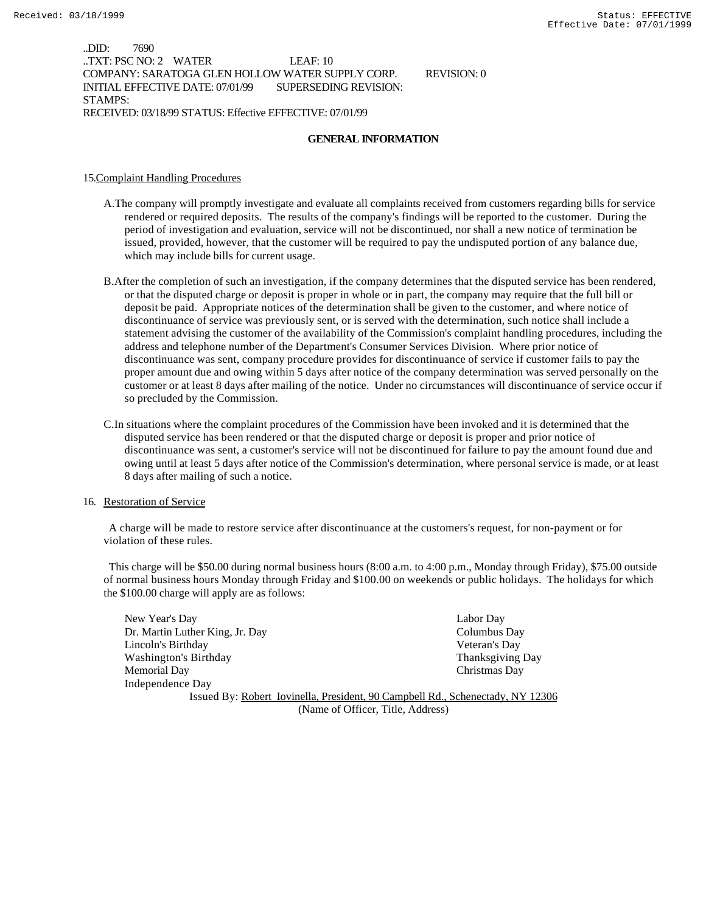..DID: 7690
..TXT: PSC NO: 2 WATER LEAF: 10
COMPANY: SARATOGA GLEN HOLLOW WATER SUPPLY CORP. REVISION: 0
INITIAL EFFECTIVE DATE: 07/01/99 SUPERSEDING REVISION:
STAMPS:
RECEIVED: 03/18/99 STATUS: Effective EFFECTIVE: 07/01/99

## GENERAL INFORMATION

15. Complaint Handling Procedures

A. The company will promptly investigate and evaluate all complaints received from customers regarding bills for service rendered or required deposits. The results of the company's findings will be reported to the customer. During the period of investigation and evaluation, service will not be discontinued, nor shall a new notice of termination be issued, provided, however, that the customer will be required to pay the undisputed portion of any balance due, which may include bills for current usage.

B. After the completion of such an investigation, if the company determines that the disputed service has been rendered, or that the disputed charge or deposit is proper in whole or in part, the company may require that the full bill or deposit be paid. Appropriate notices of the determination shall be given to the customer, and where notice of discontinuance of service was previously sent, or is served with the determination, such notice shall include a statement advising the customer of the availability of the Commission's complaint handling procedures, including the address and telephone number of the Department's Consumer Services Division. Where prior notice of discontinuance was sent, company procedure provides for discontinuance of service if customer fails to pay the proper amount due and owing within 5 days after notice of the company determination was served personally on the customer or at least 8 days after mailing of the notice. Under no circumstances will discontinuance of service occur if so precluded by the Commission.

C. In situations where the complaint procedures of the Commission have been invoked and it is determined that the disputed service has been rendered or that the disputed charge or deposit is proper and prior notice of discontinuance was sent, a customer's service will not be discontinued for failure to pay the amount found due and owing until at least 5 days after notice of the Commission's determination, where personal service is made, or at least 8 days after mailing of such a notice.

16. Restoration of Service

A charge will be made to restore service after discontinuance at the customers's request, for non-payment or for violation of these rules.

This charge will be $50.00 during normal business hours (8:00 a.m. to 4:00 p.m., Monday through Friday), $75.00 outside of normal business hours Monday through Friday and $100.00 on weekends or public holidays. The holidays for which the $100.00 charge will apply are as follows:

New Year's Day
Dr. Martin Luther King, Jr. Day
Lincoln's Birthday
Washington's Birthday
Memorial Day
Independence Day
Labor Day
Columbus Day
Veteran's Day
Thanksgiving Day
Christmas Day

Issued By: Robert Iovinella, President, 90 Campbell Rd., Schenectady, NY 12306
(Name of Officer, Title, Address)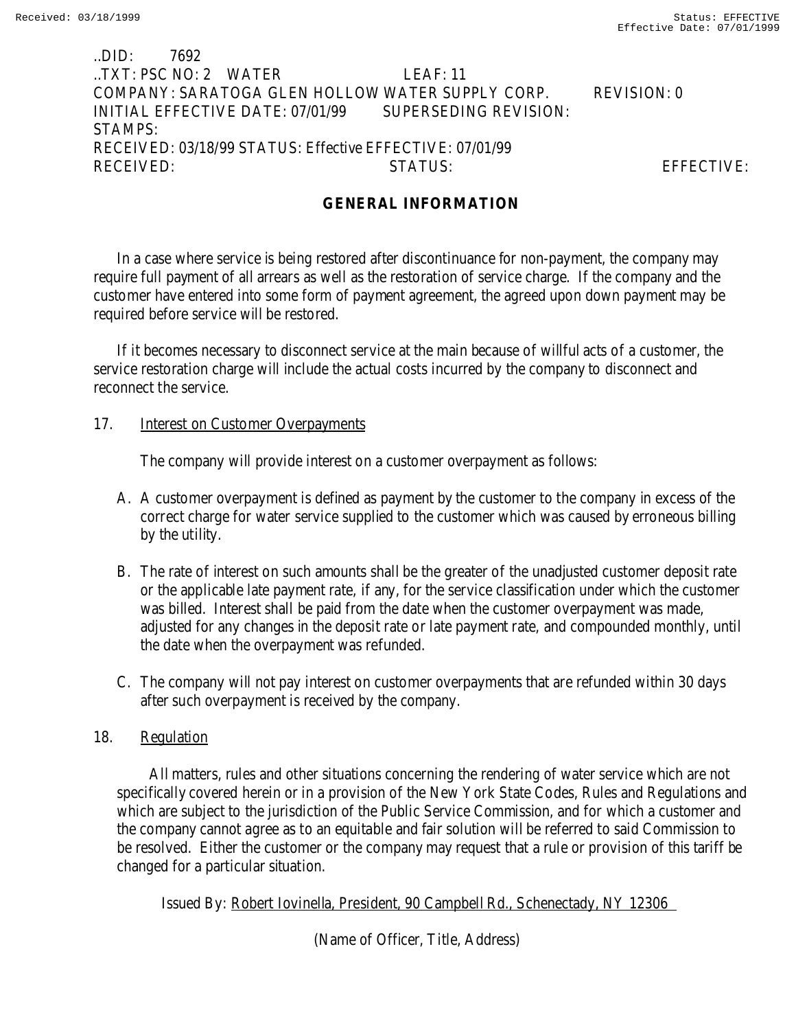..DID: 7692
..TXT: PSC NO: 2 WATER LEAF: 11
COMPANY: SARATOGA GLEN HOLLOW WATER SUPPLY CORP. REVISION: 0
INITIAL EFFECTIVE DATE: 07/01/99 SUPERSEDING REVISION:
STAMPS:
RECEIVED: 03/18/99 STATUS: Effective EFFECTIVE: 07/01/99
RECEIVED: STATUS: EFFECTIVE:

## GENERAL INFORMATION

In a case where service is being restored after discontinuance for non-payment, the company may require full payment of all arrears as well as the restoration of service charge. If the company and the customer have entered into some form of payment agreement, the agreed upon down payment may be required before service will be restored.

If it becomes necessary to disconnect service at the main because of willful acts of a customer, the service restoration charge will include the actual costs incurred by the company to disconnect and reconnect the service.

17. Interest on Customer Overpayments

The company will provide interest on a customer overpayment as follows:

A. A customer overpayment is defined as payment by the customer to the company in excess of the correct charge for water service supplied to the customer which was caused by erroneous billing by the utility.

B. The rate of interest on such amounts shall be the greater of the unadjusted customer deposit rate or the applicable late payment rate, if any, for the service classification under which the customer was billed. Interest shall be paid from the date when the customer overpayment was made, adjusted for any changes in the deposit rate or late payment rate, and compounded monthly, until the date when the overpayment was refunded.

C. The company will not pay interest on customer overpayments that are refunded within 30 days after such overpayment is received by the company.

18. Regulation

All matters, rules and other situations concerning the rendering of water service which are not specifically covered herein or in a provision of the New York State Codes, Rules and Regulations and which are subject to the jurisdiction of the Public Service Commission, and for which a customer and the company cannot agree as to an equitable and fair solution will be referred to said Commission to be resolved. Either the customer or the company may request that a rule or provision of this tariff be changed for a particular situation.

Issued By: Robert Iovinella, President, 90 Campbell Rd., Schenectady, NY 12306

(Name of Officer, Title, Address)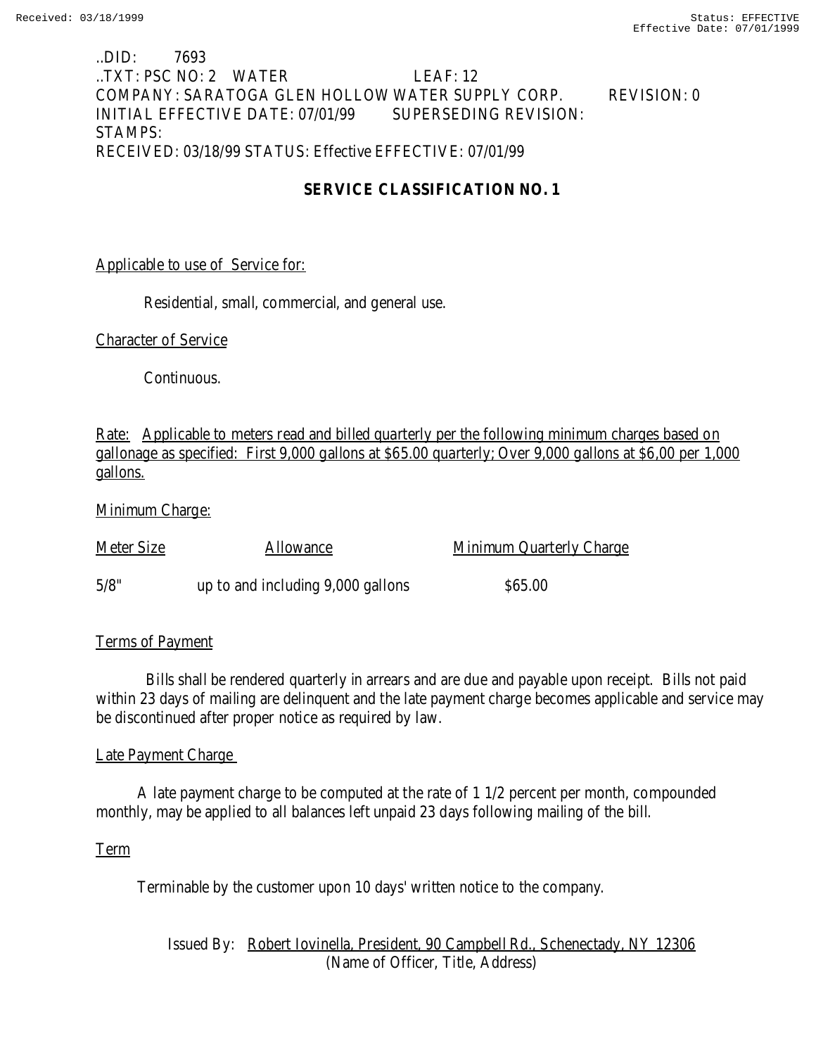..DID: 7693
..TXT: PSC NO: 2 WATER LEAF: 12
COMPANY: SARATOGA GLEN HOLLOW WATER SUPPLY CORP. REVISION: 0
INITIAL EFFECTIVE DATE: 07/01/99 SUPERSEDING REVISION:
STAMPS:
RECEIVED: 03/18/99 STATUS: Effective EFFECTIVE: 07/01/99

## SERVICE CLASSIFICATION NO. 1

Applicable to use of Service for:

Residential, small, commercial, and general use.

Character of Service

Continuous.

Rate: Applicable to meters read and billed quarterly per the following minimum charges based on gallonage as specified: First 9,000 gallons at $65.00 quarterly; Over 9,000 gallons at $6,00 per 1,000 gallons.

Minimum Charge:

| Meter Size | Allowance | Minimum Quarterly Charge |
|---|---|---|
| 5/8" | up to and including 9,000 gallons | $65.00 |

Terms of Payment

Bills shall be rendered quarterly in arrears and are due and payable upon receipt. Bills not paid within 23 days of mailing are delinquent and the late payment charge becomes applicable and service may be discontinued after proper notice as required by law.

Late Payment Charge

A late payment charge to be computed at the rate of 1 1/2 percent per month, compounded monthly, may be applied to all balances left unpaid 23 days following mailing of the bill.

Term

Terminable by the customer upon 10 days' written notice to the company.

Issued By: Robert Iovinella, President, 90 Campbell Rd., Schenectady, NY 12306
(Name of Officer, Title, Address)